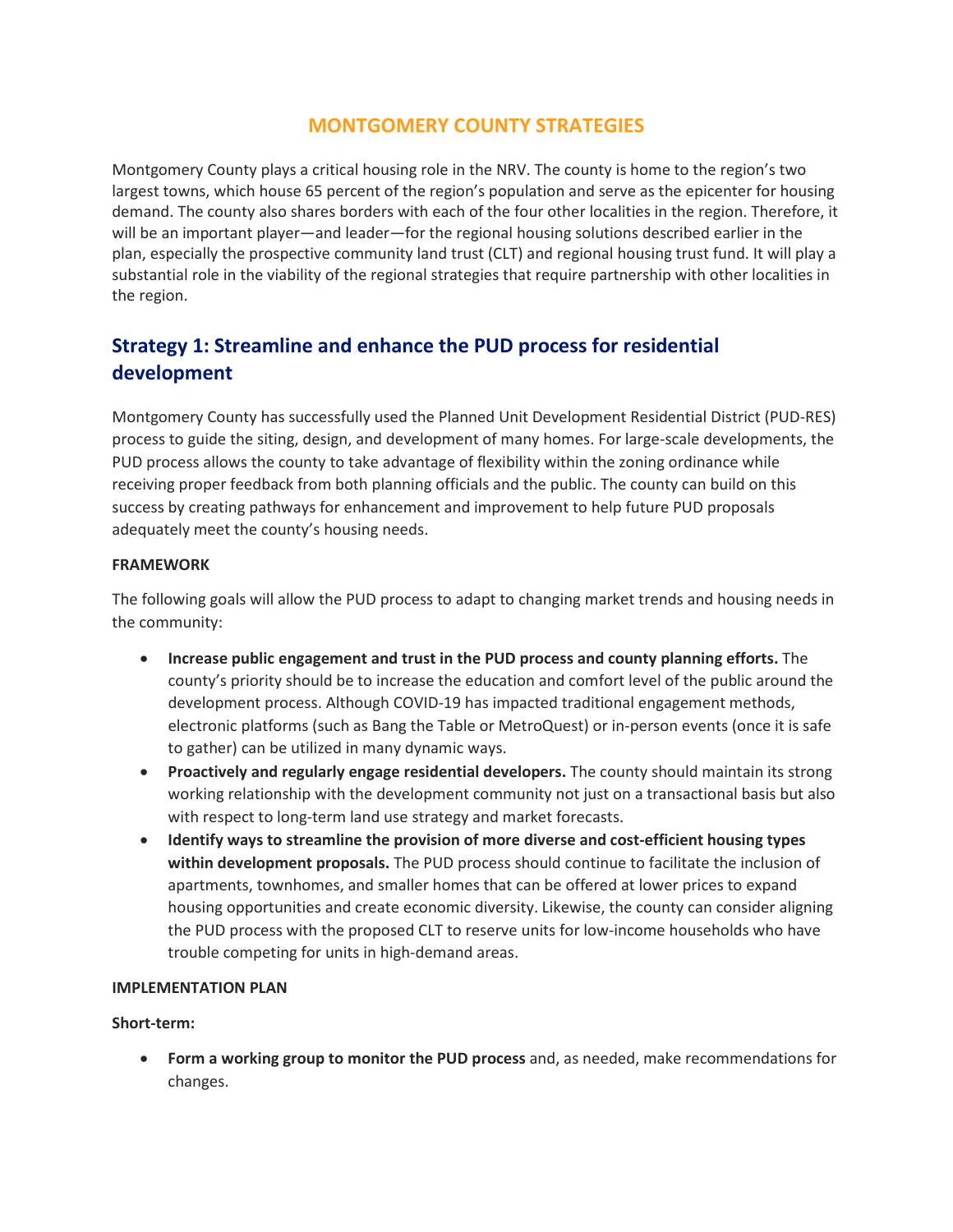# MONTGOMERY COUNTY STRATEGIES

Montgomery County plays a critical housing role in the NRV. The county is home to the region's two largest towns, which house 65 percent of the region's population and serve as the epicenter for housing demand. The county also shares borders with each of the four other localities in the region. Therefore, it will be an important player—and leader—for the regional housing solutions described earlier in the plan, especially the prospective community land trust (CLT) and regional housing trust fund. It will play a substantial role in the viability of the regional strategies that require partnership with other localities in the region.

## Strategy 1: Streamline and enhance the PUD process for residential development

Montgomery County has successfully used the Planned Unit Development Residential District (PUD-RES) process to guide the siting, design, and development of many homes. For large-scale developments, the PUD process allows the county to take advantage of flexibility within the zoning ordinance while receiving proper feedback from both planning officials and the public. The county can build on this success by creating pathways for enhancement and improvement to help future PUD proposals adequately meet the county's housing needs.

**FRAMEWORK**

The following goals will allow the PUD process to adapt to changing market trends and housing needs in the community:

- **Increase public engagement and trust in the PUD process and county planning efforts.** The county's priority should be to increase the education and comfort level of the public around the development process. Although COVID-19 has impacted traditional engagement methods, electronic platforms (such as Bang the Table or MetroQuest) or in-person events (once it is safe to gather) can be utilized in many dynamic ways.
- **Proactively and regularly engage residential developers.** The county should maintain its strong working relationship with the development community not just on a transactional basis but also with respect to long-term land use strategy and market forecasts.
- **Identify ways to streamline the provision of more diverse and cost-efficient housing types within development proposals.** The PUD process should continue to facilitate the inclusion of apartments, townhomes, and smaller homes that can be offered at lower prices to expand housing opportunities and create economic diversity. Likewise, the county can consider aligning the PUD process with the proposed CLT to reserve units for low-income households who have trouble competing for units in high-demand areas.

**IMPLEMENTATION PLAN**

**Short-term:**

- **Form a working group to monitor the PUD process** and, as needed, make recommendations for changes.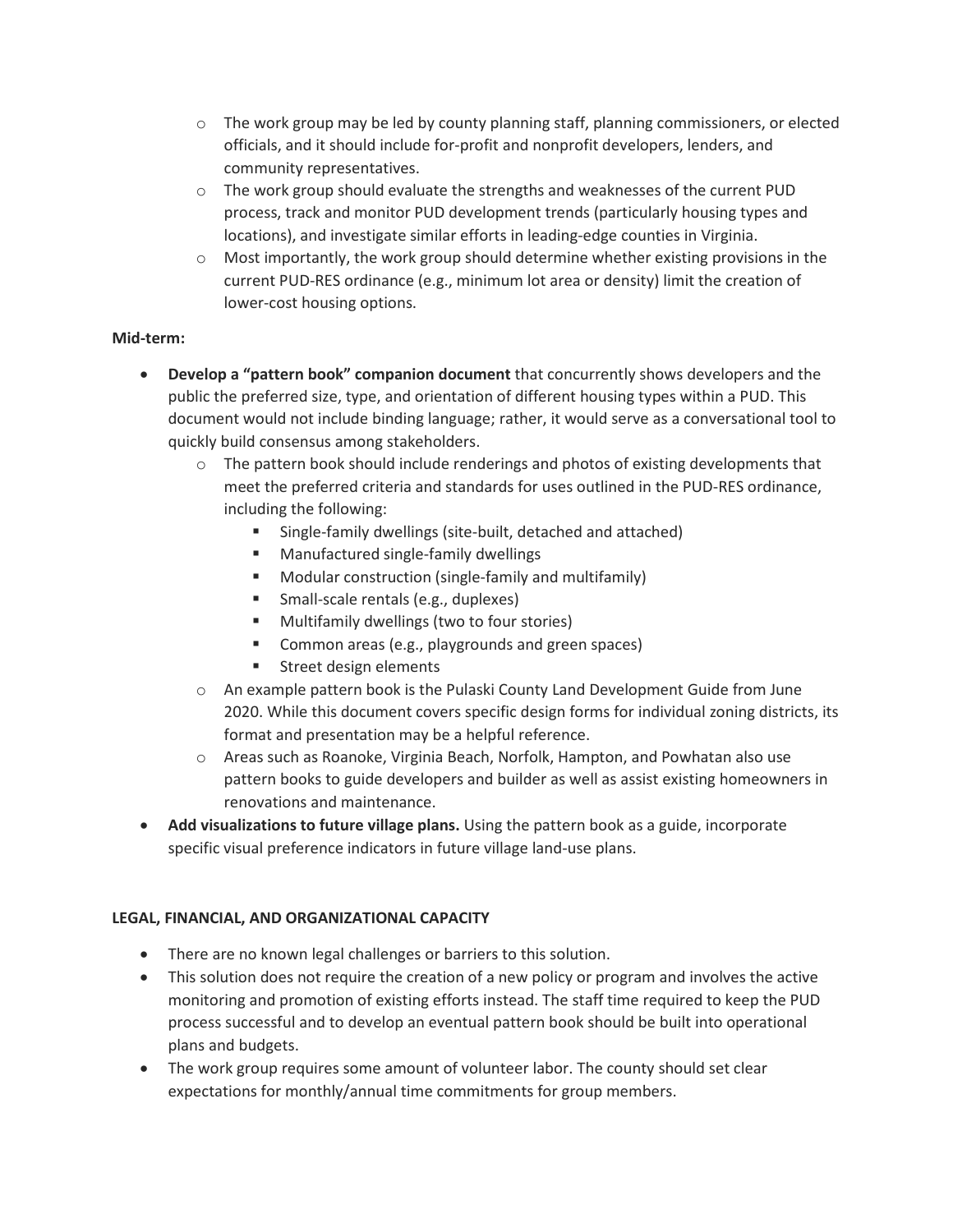- The work group may be led by county planning staff, planning commissioners, or elected officials, and it should include for-profit and nonprofit developers, lenders, and community representatives.
  - The work group should evaluate the strengths and weaknesses of the current PUD process, track and monitor PUD development trends (particularly housing types and locations), and investigate similar efforts in leading-edge counties in Virginia.
  - Most importantly, the work group should determine whether existing provisions in the current PUD-RES ordinance (e.g., minimum lot area or density) limit the creation of lower-cost housing options.

**Mid-term:**

- **Develop a "pattern book" companion document** that concurrently shows developers and the public the preferred size, type, and orientation of different housing types within a PUD. This document would not include binding language; rather, it would serve as a conversational tool to quickly build consensus among stakeholders.
  - The pattern book should include renderings and photos of existing developments that meet the preferred criteria and standards for uses outlined in the PUD-RES ordinance, including the following:
    - Single-family dwellings (site-built, detached and attached)
    - Manufactured single-family dwellings
    - Modular construction (single-family and multifamily)
    - Small-scale rentals (e.g., duplexes)
    - Multifamily dwellings (two to four stories)
    - Common areas (e.g., playgrounds and green spaces)
    - Street design elements
  - An example pattern book is the Pulaski County Land Development Guide from June 2020. While this document covers specific design forms for individual zoning districts, its format and presentation may be a helpful reference.
  - Areas such as Roanoke, Virginia Beach, Norfolk, Hampton, and Powhatan also use pattern books to guide developers and builder as well as assist existing homeowners in renovations and maintenance.
- **Add visualizations to future village plans.** Using the pattern book as a guide, incorporate specific visual preference indicators in future village land-use plans.

**LEGAL, FINANCIAL, AND ORGANIZATIONAL CAPACITY**

- There are no known legal challenges or barriers to this solution.
- This solution does not require the creation of a new policy or program and involves the active monitoring and promotion of existing efforts instead. The staff time required to keep the PUD process successful and to develop an eventual pattern book should be built into operational plans and budgets.
- The work group requires some amount of volunteer labor. The county should set clear expectations for monthly/annual time commitments for group members.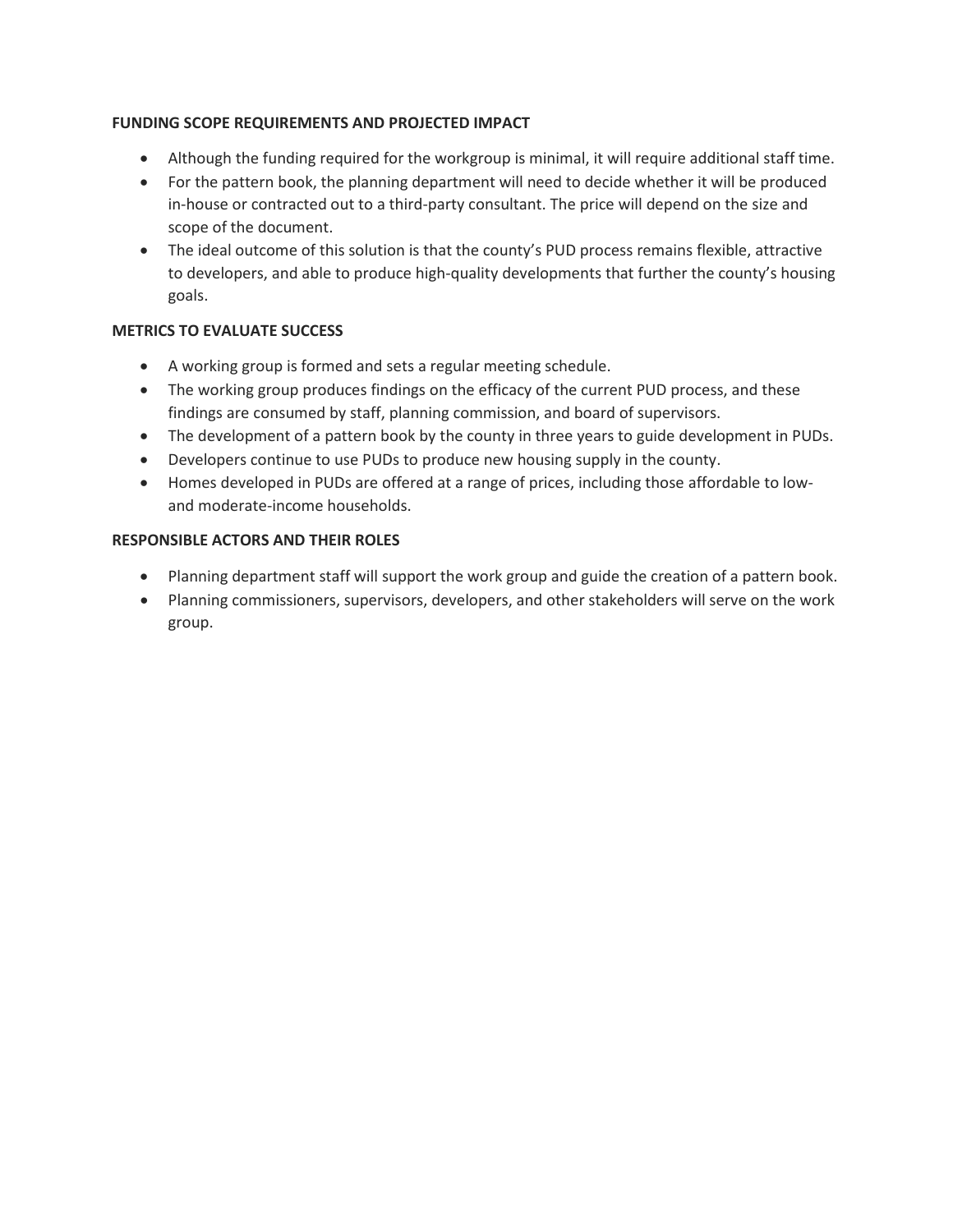**FUNDING SCOPE REQUIREMENTS AND PROJECTED IMPACT**

- Although the funding required for the workgroup is minimal, it will require additional staff time.
- For the pattern book, the planning department will need to decide whether it will be produced in-house or contracted out to a third-party consultant. The price will depend on the size and scope of the document.
- The ideal outcome of this solution is that the county's PUD process remains flexible, attractive to developers, and able to produce high-quality developments that further the county's housing goals.

**METRICS TO EVALUATE SUCCESS**

- A working group is formed and sets a regular meeting schedule.
- The working group produces findings on the efficacy of the current PUD process, and these findings are consumed by staff, planning commission, and board of supervisors.
- The development of a pattern book by the county in three years to guide development in PUDs.
- Developers continue to use PUDs to produce new housing supply in the county.
- Homes developed in PUDs are offered at a range of prices, including those affordable to low- and moderate-income households.

**RESPONSIBLE ACTORS AND THEIR ROLES**

- Planning department staff will support the work group and guide the creation of a pattern book.
- Planning commissioners, supervisors, developers, and other stakeholders will serve on the work group.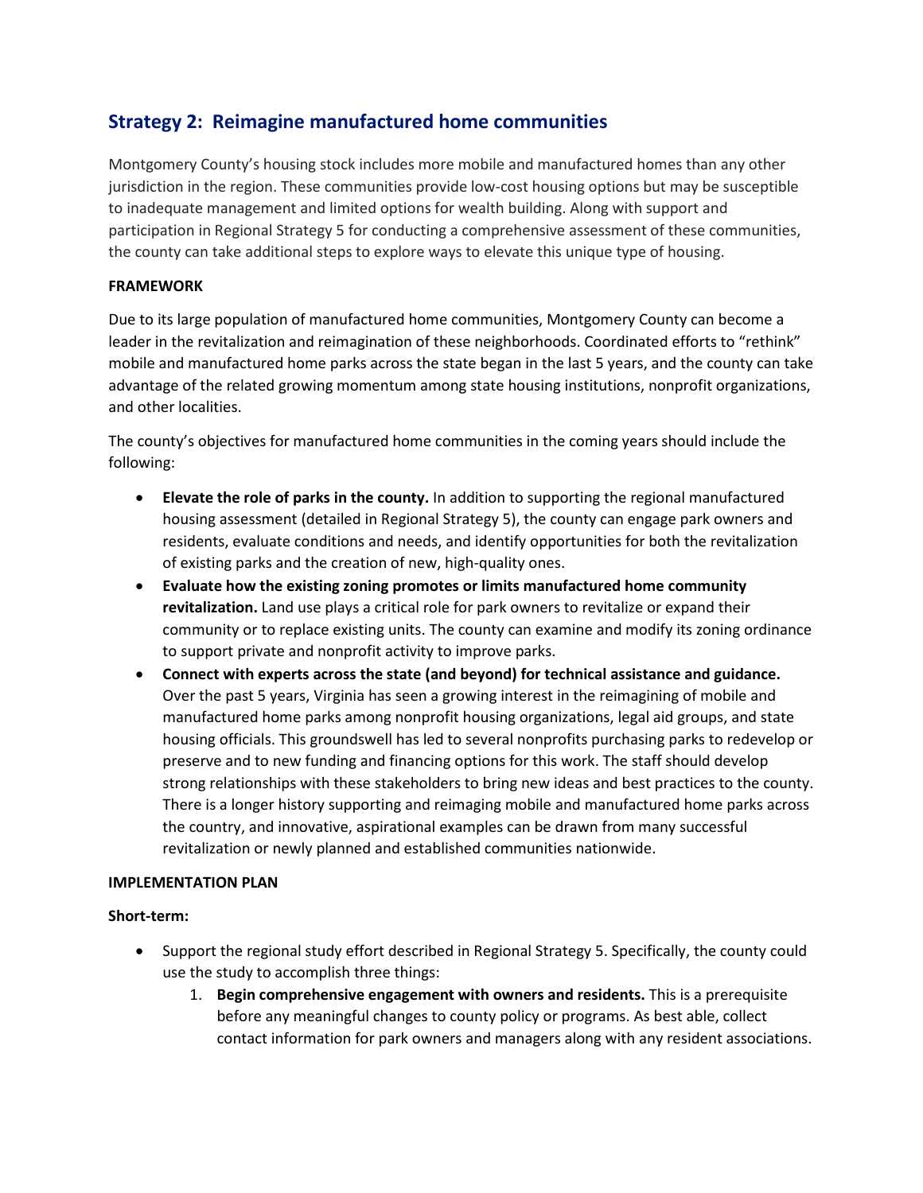## Strategy 2: Reimagine manufactured home communities

Montgomery County's housing stock includes more mobile and manufactured homes than any other jurisdiction in the region. These communities provide low-cost housing options but may be susceptible to inadequate management and limited options for wealth building. Along with support and participation in Regional Strategy 5 for conducting a comprehensive assessment of these communities, the county can take additional steps to explore ways to elevate this unique type of housing.

**FRAMEWORK**

Due to its large population of manufactured home communities, Montgomery County can become a leader in the revitalization and reimagination of these neighborhoods. Coordinated efforts to "rethink" mobile and manufactured home parks across the state began in the last 5 years, and the county can take advantage of the related growing momentum among state housing institutions, nonprofit organizations, and other localities.

The county's objectives for manufactured home communities in the coming years should include the following:

- **Elevate the role of parks in the county.** In addition to supporting the regional manufactured housing assessment (detailed in Regional Strategy 5), the county can engage park owners and residents, evaluate conditions and needs, and identify opportunities for both the revitalization of existing parks and the creation of new, high-quality ones.
- **Evaluate how the existing zoning promotes or limits manufactured home community revitalization.** Land use plays a critical role for park owners to revitalize or expand their community or to replace existing units. The county can examine and modify its zoning ordinance to support private and nonprofit activity to improve parks.
- **Connect with experts across the state (and beyond) for technical assistance and guidance.** Over the past 5 years, Virginia has seen a growing interest in the reimagining of mobile and manufactured home parks among nonprofit housing organizations, legal aid groups, and state housing officials. This groundswell has led to several nonprofits purchasing parks to redevelop or preserve and to new funding and financing options for this work. The staff should develop strong relationships with these stakeholders to bring new ideas and best practices to the county. There is a longer history supporting and reimaging mobile and manufactured home parks across the country, and innovative, aspirational examples can be drawn from many successful revitalization or newly planned and established communities nationwide.

**IMPLEMENTATION PLAN**

**Short-term:**

- Support the regional study effort described in Regional Strategy 5. Specifically, the county could use the study to accomplish three things:
    1. **Begin comprehensive engagement with owners and residents.** This is a prerequisite before any meaningful changes to county policy or programs. As best able, collect contact information for park owners and managers along with any resident associations.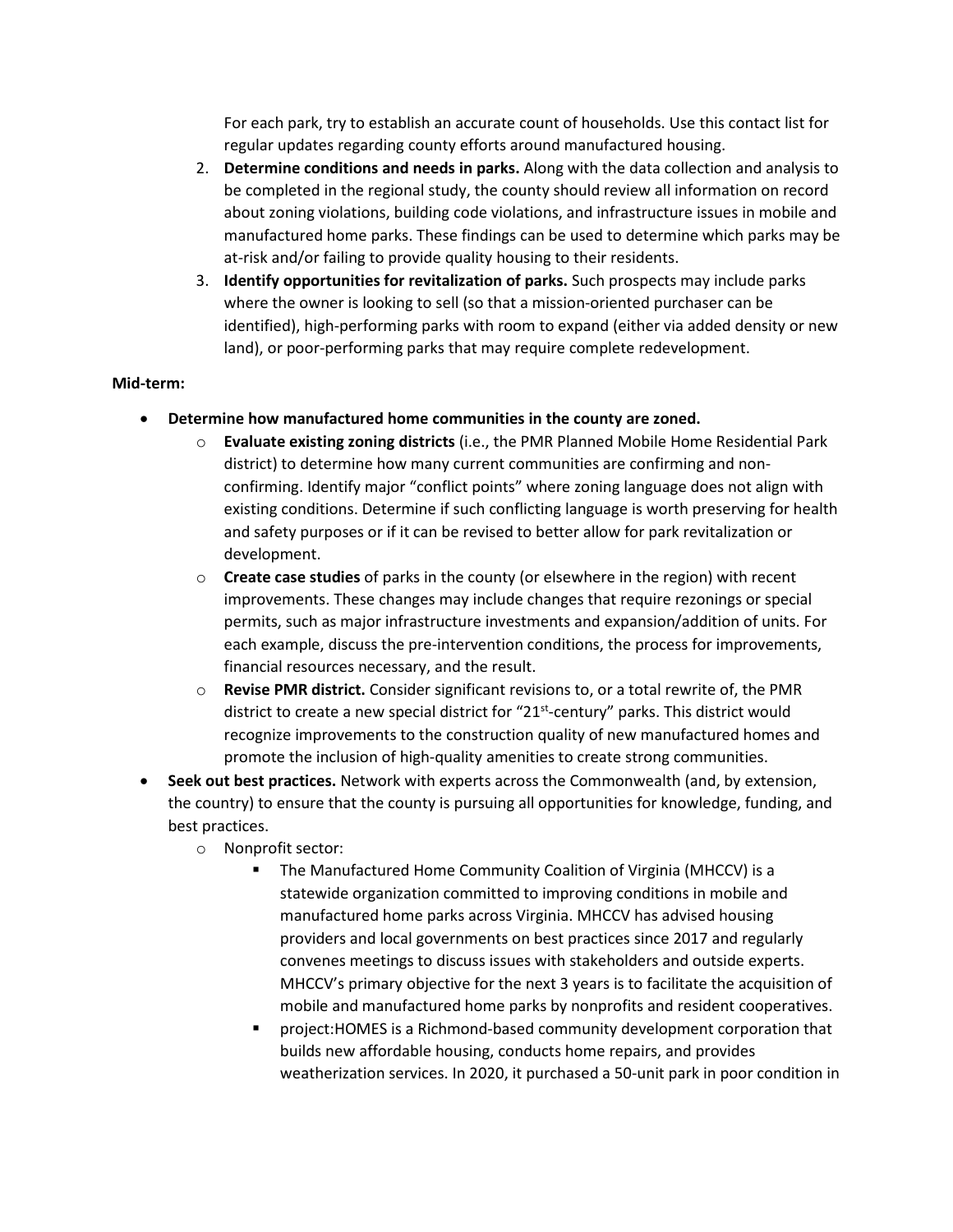For each park, try to establish an accurate count of households. Use this contact list for regular updates regarding county efforts around manufactured housing.

2. **Determine conditions and needs in parks.** Along with the data collection and analysis to be completed in the regional study, the county should review all information on record about zoning violations, building code violations, and infrastructure issues in mobile and manufactured home parks. These findings can be used to determine which parks may be at-risk and/or failing to provide quality housing to their residents.
3. **Identify opportunities for revitalization of parks.** Such prospects may include parks where the owner is looking to sell (so that a mission-oriented purchaser can be identified), high-performing parks with room to expand (either via added density or new land), or poor-performing parks that may require complete redevelopment.

**Mid-term:**

- **Determine how manufactured home communities in the county are zoned.**
  - **Evaluate existing zoning districts** (i.e., the PMR Planned Mobile Home Residential Park district) to determine how many current communities are confirming and non-confirming. Identify major "conflict points" where zoning language does not align with existing conditions. Determine if such conflicting language is worth preserving for health and safety purposes or if it can be revised to better allow for park revitalization or development.
  - **Create case studies** of parks in the county (or elsewhere in the region) with recent improvements. These changes may include changes that require rezonings or special permits, such as major infrastructure investments and expansion/addition of units. For each example, discuss the pre-intervention conditions, the process for improvements, financial resources necessary, and the result.
  - **Revise PMR district.** Consider significant revisions to, or a total rewrite of, the PMR district to create a new special district for "21st-century" parks. This district would recognize improvements to the construction quality of new manufactured homes and promote the inclusion of high-quality amenities to create strong communities.
- **Seek out best practices.** Network with experts across the Commonwealth (and, by extension, the country) to ensure that the county is pursuing all opportunities for knowledge, funding, and best practices.
  - Nonprofit sector:
    - The Manufactured Home Community Coalition of Virginia (MHCCV) is a statewide organization committed to improving conditions in mobile and manufactured home parks across Virginia. MHCCV has advised housing providers and local governments on best practices since 2017 and regularly convenes meetings to discuss issues with stakeholders and outside experts. MHCCV's primary objective for the next 3 years is to facilitate the acquisition of mobile and manufactured home parks by nonprofits and resident cooperatives.
    - project:HOMES is a Richmond-based community development corporation that builds new affordable housing, conducts home repairs, and provides weatherization services. In 2020, it purchased a 50-unit park in poor condition in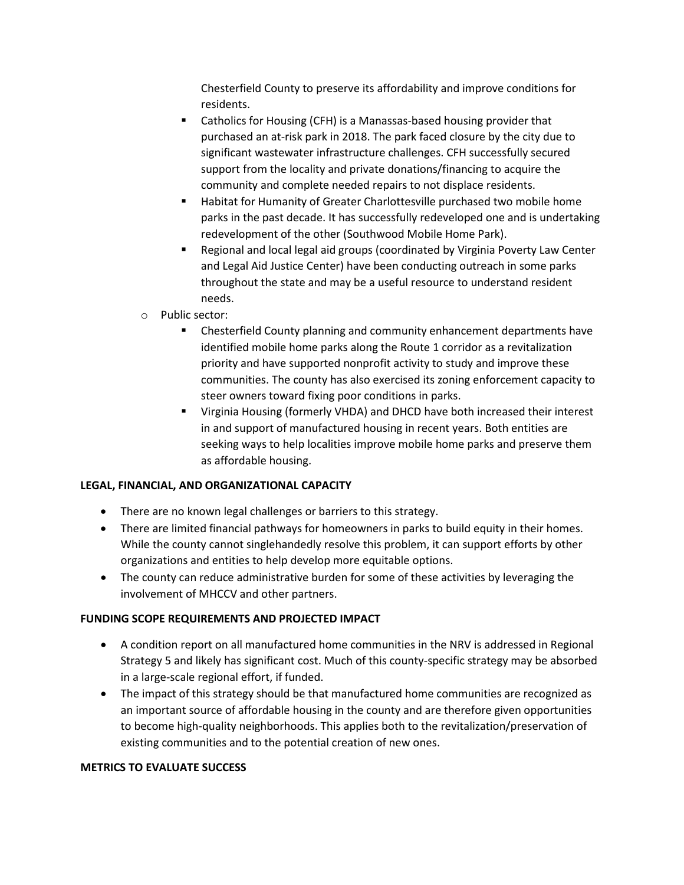Chesterfield County to preserve its affordability and improve conditions for residents.

    - Catholics for Housing (CFH) is a Manassas-based housing provider that purchased an at-risk park in 2018. The park faced closure by the city due to significant wastewater infrastructure challenges. CFH successfully secured support from the locality and private donations/financing to acquire the community and complete needed repairs to not displace residents.
    - Habitat for Humanity of Greater Charlottesville purchased two mobile home parks in the past decade. It has successfully redeveloped one and is undertaking redevelopment of the other (Southwood Mobile Home Park).
    - Regional and local legal aid groups (coordinated by Virginia Poverty Law Center and Legal Aid Justice Center) have been conducting outreach in some parks throughout the state and may be a useful resource to understand resident needs.
  - Public sector:
    - Chesterfield County planning and community enhancement departments have identified mobile home parks along the Route 1 corridor as a revitalization priority and have supported nonprofit activity to study and improve these communities. The county has also exercised its zoning enforcement capacity to steer owners toward fixing poor conditions in parks.
    - Virginia Housing (formerly VHDA) and DHCD have both increased their interest in and support of manufactured housing in recent years. Both entities are seeking ways to help localities improve mobile home parks and preserve them as affordable housing.

**LEGAL, FINANCIAL, AND ORGANIZATIONAL CAPACITY**

- There are no known legal challenges or barriers to this strategy.
- There are limited financial pathways for homeowners in parks to build equity in their homes. While the county cannot singlehandedly resolve this problem, it can support efforts by other organizations and entities to help develop more equitable options.
- The county can reduce administrative burden for some of these activities by leveraging the involvement of MHCCV and other partners.

**FUNDING SCOPE REQUIREMENTS AND PROJECTED IMPACT**

- A condition report on all manufactured home communities in the NRV is addressed in Regional Strategy 5 and likely has significant cost. Much of this county-specific strategy may be absorbed in a large-scale regional effort, if funded.
- The impact of this strategy should be that manufactured home communities are recognized as an important source of affordable housing in the county and are therefore given opportunities to become high-quality neighborhoods. This applies both to the revitalization/preservation of existing communities and to the potential creation of new ones.

**METRICS TO EVALUATE SUCCESS**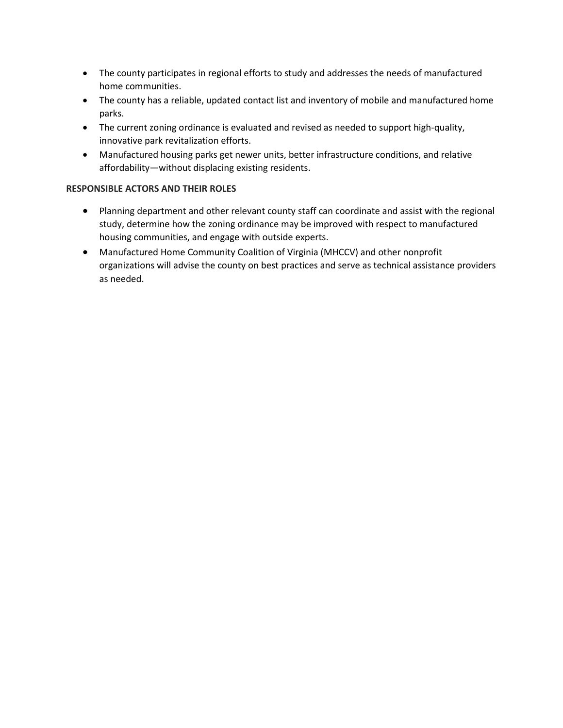- The county participates in regional efforts to study and addresses the needs of manufactured home communities.
- The county has a reliable, updated contact list and inventory of mobile and manufactured home parks.
- The current zoning ordinance is evaluated and revised as needed to support high-quality, innovative park revitalization efforts.
- Manufactured housing parks get newer units, better infrastructure conditions, and relative affordability—without displacing existing residents.

**RESPONSIBLE ACTORS AND THEIR ROLES**

- Planning department and other relevant county staff can coordinate and assist with the regional study, determine how the zoning ordinance may be improved with respect to manufactured housing communities, and engage with outside experts.
- Manufactured Home Community Coalition of Virginia (MHCCV) and other nonprofit organizations will advise the county on best practices and serve as technical assistance providers as needed.